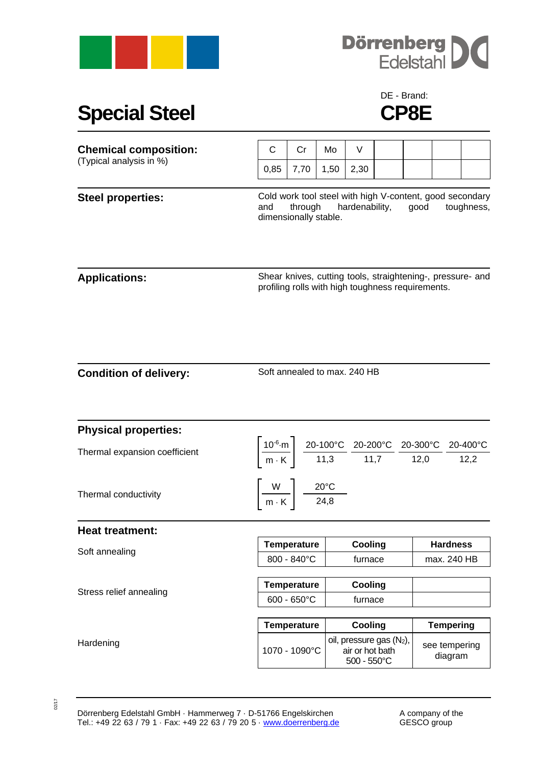Dörrenberg Edelstahl

# Special Steel

DE - Brand:

# CP8E

## Chemical composition:
(Typical analysis in %)

| C | Cr | Mo | V | | | | |
|---|---|---|---|---|---|---|---|
| 0,85 | 7,70 | 1,50 | 2,30 | | | | |

## Steel properties:

Cold work tool steel with high V-content, good secondary and through hardenability, good toughness, dimensionally stable.

## Applications:

Shear knives, cutting tools, straightening-, pressure- and profiling rolls with high toughness requirements.

## Condition of delivery:

Soft annealed to max. 240 HB

## Physical properties:

Thermal expansion coefficient $\left[\frac{10^{-6} \cdot m}{m \cdot K}\right]$

| 20-100°C | 20-200°C | 20-300°C | 20-400°C |
|---|---|---|---|
| 11,3 | 11,7 | 12,0 | 12,2 |

Thermal conductivity $\left[\frac{W}{m \cdot K}\right]$

| 20°C |
|---|
| 24,8 |

## Heat treatment:

Soft annealing

| Temperature | Cooling | Hardness |
|---|---|---|
| 800 - 840°C | furnace | max. 240 HB |

Stress relief annealing

| Temperature | Cooling | |
|---|---|---|
| 600 - 650°C | furnace | |

Hardening

| Temperature | Cooling | Tempering |
|---|---|---|
| 1070 - 1090°C | oil, pressure gas ($N_2$), air or hot bath 500 - 550°C | see tempering diagram |

Dörrenberg Edelstahl GmbH · Hammerweg 7 · D-51766 Engelskirchen
Tel.: +49 22 63 / 79 1 · Fax: +49 22 63 / 79 20 5 · www.doerrenberg.de

A company of the GESCO group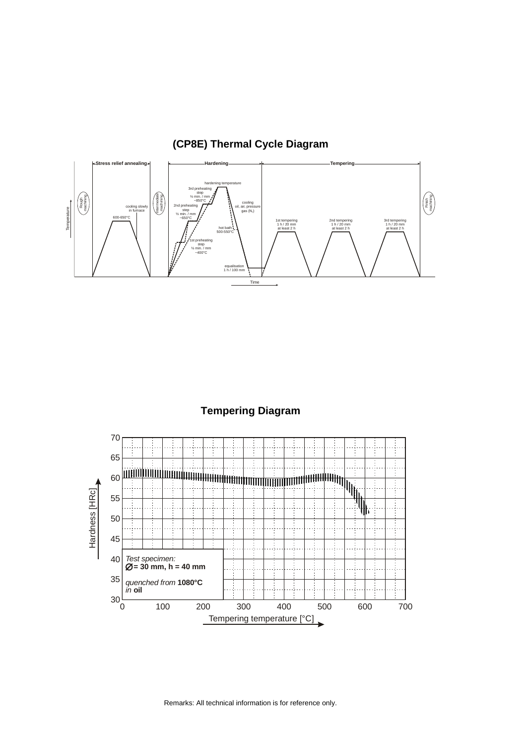## (CP8E) Thermal Cycle Diagram

Stress relief annealing
Hardening
Tempering

Temperature
Rough machining
cooling slowly in furnace
600-650°C
Intermediate machining
hardening temperature
3rd preheating step
½ min. / mm
~850°C
2nd preheating step
½ min. / mm
~650°C
1st preheating step
½ min. / mm
~400°C
cooling
oil, air, pressure gas ($N_2$)
hot bath
500-550°C
equalisation
1 h / 100 mm
1st tempering
1 h / 20 mm
at least 2 h
2nd tempering
1 h / 20 mm
at least 2 h
3rd tempering
1 h / 20 mm
at least 2 h
Finish machining
Time

## Tempering Diagram

Hardness [HRc]
70
65
60
55
50
45
40
35
30
0
100
200
300
400
500
600
700
Tempering temperature [°C]

*Test specimen:*
**∅ = 30 mm, h = 40 mm**

*quenched from* **1080°C**
*in* **oil**

Remarks: All technical information is for reference only.